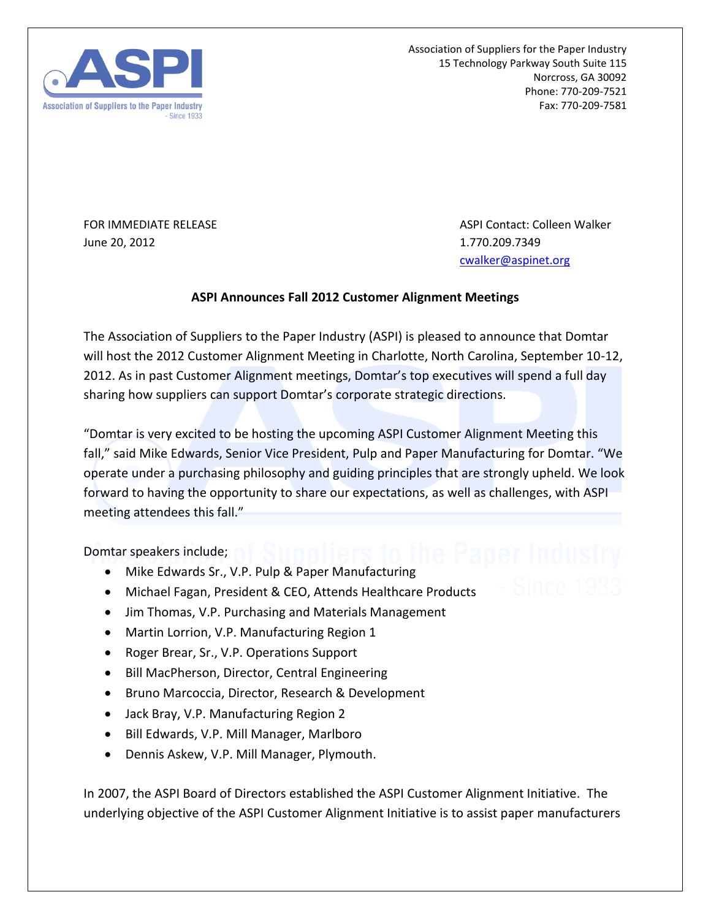Association of Suppliers for the Paper Industry
15 Technology Parkway South Suite 115
Norcross, GA 30092
Phone: 770-209-7521
Fax: 770-209-7581

FOR IMMEDIATE RELEASE
June 20, 2012

ASPI Contact: Colleen Walker
1.770.209.7349
cwalker@aspinet.org

**ASPI Announces Fall 2012 Customer Alignment Meetings**

The Association of Suppliers to the Paper Industry (ASPI) is pleased to announce that Domtar will host the 2012 Customer Alignment Meeting in Charlotte, North Carolina, September 10-12, 2012. As in past Customer Alignment meetings, Domtar's top executives will spend a full day sharing how suppliers can support Domtar's corporate strategic directions.

"Domtar is very excited to be hosting the upcoming ASPI Customer Alignment Meeting this fall," said Mike Edwards, Senior Vice President, Pulp and Paper Manufacturing for Domtar. "We operate under a purchasing philosophy and guiding principles that are strongly upheld. We look forward to having the opportunity to share our expectations, as well as challenges, with ASPI meeting attendees this fall."

Domtar speakers include;

- Mike Edwards Sr., V.P. Pulp & Paper Manufacturing
- Michael Fagan, President & CEO, Attends Healthcare Products
- Jim Thomas, V.P. Purchasing and Materials Management
- Martin Lorrion, V.P. Manufacturing Region 1
- Roger Brear, Sr., V.P. Operations Support
- Bill MacPherson, Director, Central Engineering
- Bruno Marcoccia, Director, Research & Development
- Jack Bray, V.P. Manufacturing Region 2
- Bill Edwards, V.P. Mill Manager, Marlboro
- Dennis Askew, V.P. Mill Manager, Plymouth.

In 2007, the ASPI Board of Directors established the ASPI Customer Alignment Initiative. The underlying objective of the ASPI Customer Alignment Initiative is to assist paper manufacturers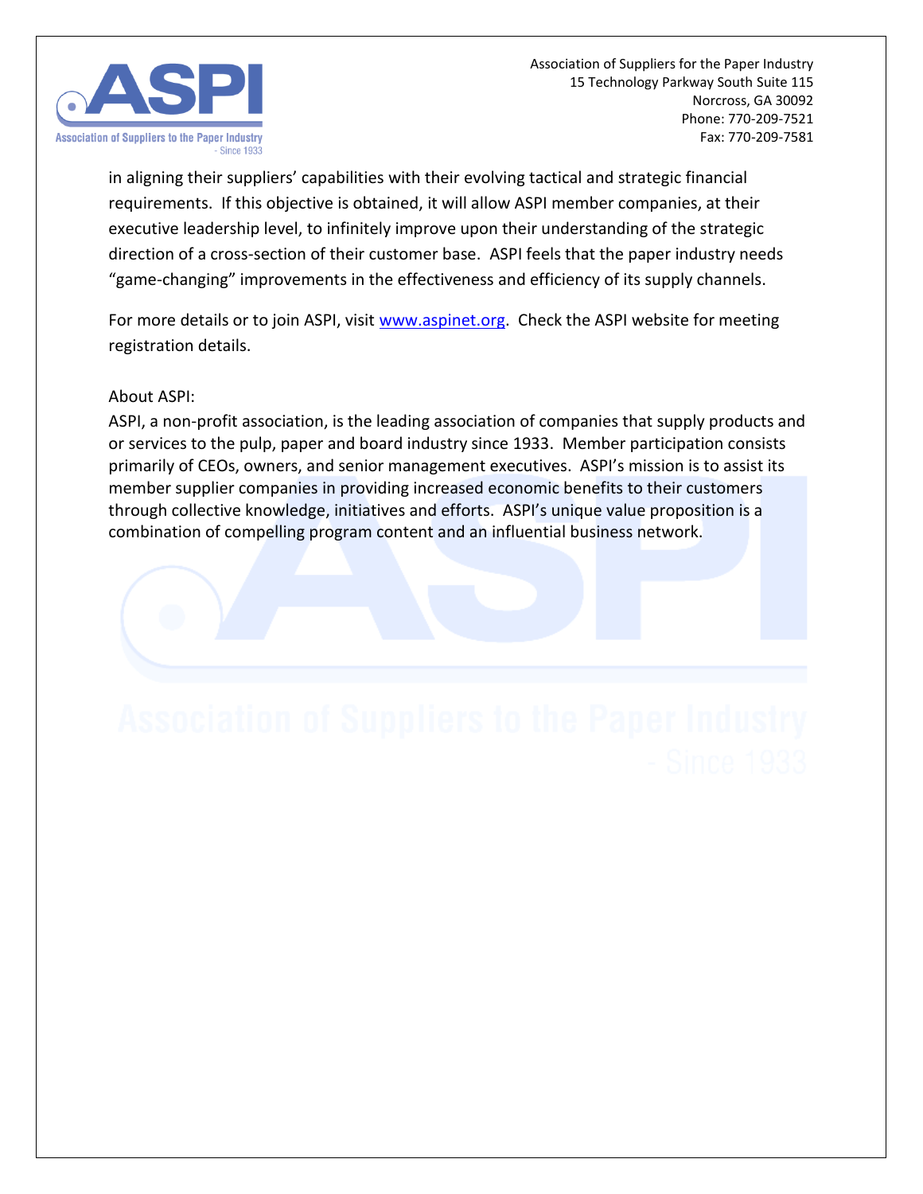in aligning their suppliers' capabilities with their evolving tactical and strategic financial requirements. If this objective is obtained, it will allow ASPI member companies, at their executive leadership level, to infinitely improve upon their understanding of the strategic direction of a cross-section of their customer base. ASPI feels that the paper industry needs "game-changing" improvements in the effectiveness and efficiency of its supply channels.

For more details or to join ASPI, visit [www.aspinet.org](http://www.aspinet.org). Check the ASPI website for meeting registration details.

About ASPI:
ASPI, a non-profit association, is the leading association of companies that supply products and or services to the pulp, paper and board industry since 1933. Member participation consists primarily of CEOs, owners, and senior management executives. ASPI's mission is to assist its member supplier companies in providing increased economic benefits to their customers through collective knowledge, initiatives and efforts. ASPI's unique value proposition is a combination of compelling program content and an influential business network.